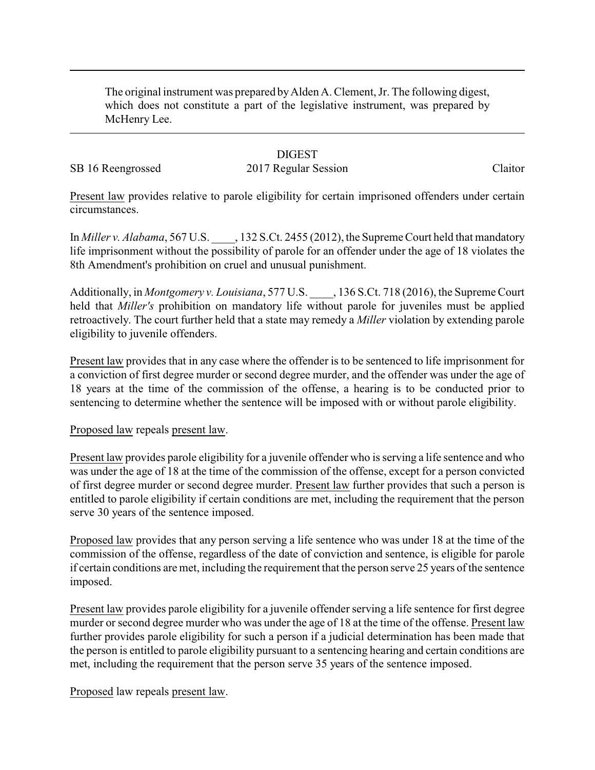The original instrument was prepared by Alden A. Clement, Jr. The following digest, which does not constitute a part of the legislative instrument, was prepared by McHenry Lee.

---

DIGEST

SB 16 Reengrossed 2017 Regular Session Claitor

Present law provides relative to parole eligibility for certain imprisoned offenders under certain circumstances.

In *Miller v. Alabama*, 567 U.S. ____, 132 S.Ct. 2455 (2012), the Supreme Court held that mandatory life imprisonment without the possibility of parole for an offender under the age of 18 violates the 8th Amendment's prohibition on cruel and unusual punishment.

Additionally, in *Montgomery v. Louisiana*, 577 U.S. ____, 136 S.Ct. 718 (2016), the Supreme Court held that *Miller's* prohibition on mandatory life without parole for juveniles must be applied retroactively. The court further held that a state may remedy a *Miller* violation by extending parole eligibility to juvenile offenders.

Present law provides that in any case where the offender is to be sentenced to life imprisonment for a conviction of first degree murder or second degree murder, and the offender was under the age of 18 years at the time of the commission of the offense, a hearing is to be conducted prior to sentencing to determine whether the sentence will be imposed with or without parole eligibility.

Proposed law repeals present law.

Present law provides parole eligibility for a juvenile offender who is serving a life sentence and who was under the age of 18 at the time of the commission of the offense, except for a person convicted of first degree murder or second degree murder. Present law further provides that such a person is entitled to parole eligibility if certain conditions are met, including the requirement that the person serve 30 years of the sentence imposed.

Proposed law provides that any person serving a life sentence who was under 18 at the time of the commission of the offense, regardless of the date of conviction and sentence, is eligible for parole if certain conditions are met, including the requirement that the person serve 25 years of the sentence imposed.

Present law provides parole eligibility for a juvenile offender serving a life sentence for first degree murder or second degree murder who was under the age of 18 at the time of the offense. Present law further provides parole eligibility for such a person if a judicial determination has been made that the person is entitled to parole eligibility pursuant to a sentencing hearing and certain conditions are met, including the requirement that the person serve 35 years of the sentence imposed.

Proposed law repeals present law.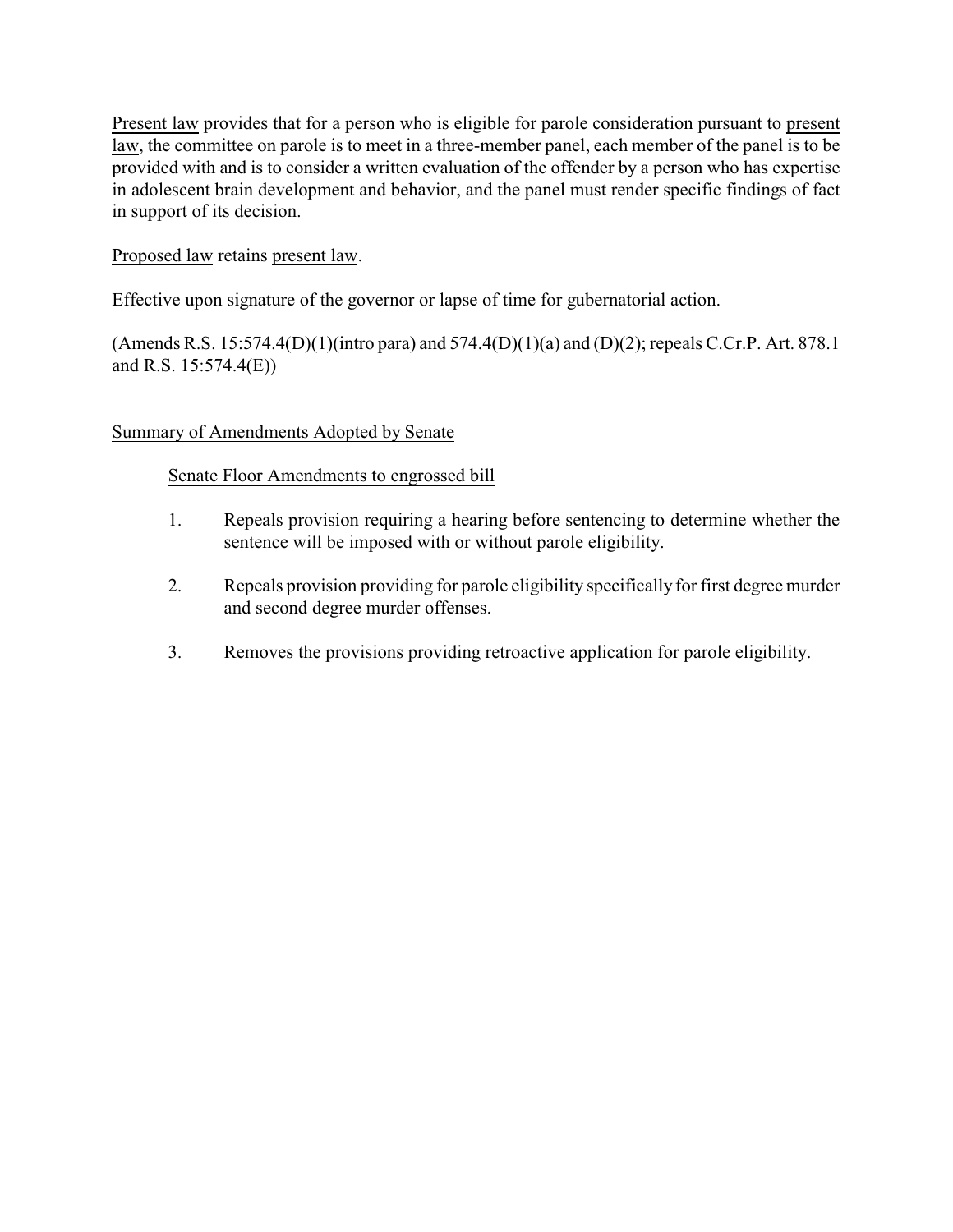Present law provides that for a person who is eligible for parole consideration pursuant to present law, the committee on parole is to meet in a three-member panel, each member of the panel is to be provided with and is to consider a written evaluation of the offender by a person who has expertise in adolescent brain development and behavior, and the panel must render specific findings of fact in support of its decision.

Proposed law retains present law.

Effective upon signature of the governor or lapse of time for gubernatorial action.

(Amends R.S. 15:574.4(D)(1)(intro para) and 574.4(D)(1)(a) and (D)(2); repeals C.Cr.P. Art. 878.1 and R.S. 15:574.4(E))

Summary of Amendments Adopted by Senate

Senate Floor Amendments to engrossed bill

1. Repeals provision requiring a hearing before sentencing to determine whether the sentence will be imposed with or without parole eligibility.

2. Repeals provision providing for parole eligibility specifically for first degree murder and second degree murder offenses.

3. Removes the provisions providing retroactive application for parole eligibility.